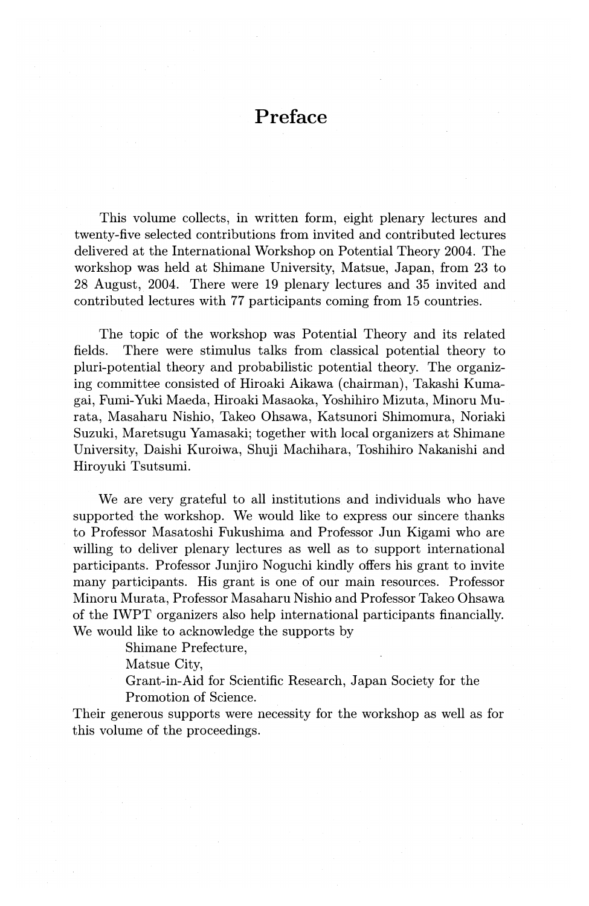# Preface

This volume collects, in written form, eight plenary lectures and twenty-five selected contributions from invited and contributed lectures delivered at the International Workshop on Potential Theory 2004. The workshop was held at Shimane University, Matsue, Japan, from 23 to 28 August, 2004. There were 19 plenary lectures and 35 invited and contributed lectures with 77 participants coming from 15 countries.

The topic of the workshop was Potential Theory and its related fields. There were stimulus talks from classical potential theory to pluri-potential theory and probabilistic potential theory. The organizing committee consisted of Hiroaki Aikawa (chairman), Takashi Kumagai, Fumi-Yuki Maeda, Hiroaki Masaoka, Yoshihiro Mizuta, Minoru Murata, Masaharu Nishio, Takeo Ohsawa, Katsunori Shimomura, Noriaki Suzuki, Maretsugu Yamasaki; together with local organizers at Shimane University, Daishi Kuroiwa, Shuji Machihara, Toshihiro Nakanishi and Hiroyuki Tsutsumi.

We are very grateful to all institutions and individuals who have supported the workshop. We would like to express our sincere thanks to Professor Masatoshi Fukushima and Professor Jun Kigami who are willing to deliver plenary lectures as well as to support international participants. Professor Junjiro Noguchi kindly offers his grant to invite many participants. His grant is one of our main resources. Professor Minoru Murata, Professor Masaharu Nishio and Professor Takeo Ohsawa of the IWPT organizers also help international participants financially. We would like to acknowledge the supports by

Shimane Prefecture,
Matsue City,
Grant-in-Aid for Scientific Research, Japan Society for the Promotion of Science.

Their generous supports were necessity for the workshop as well as for this volume of the proceedings.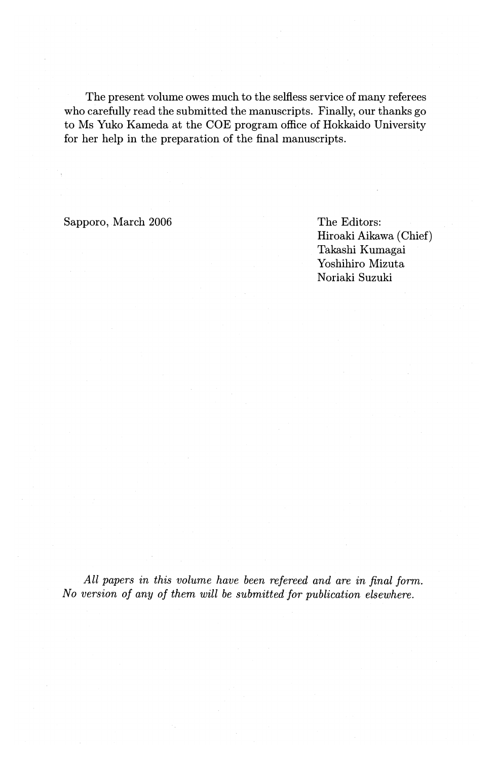The present volume owes much to the selfless service of many referees who carefully read the submitted the manuscripts. Finally, our thanks go to Ms Yuko Kameda at the COE program office of Hokkaido University for her help in the preparation of the final manuscripts.

Sapporo, March 2006

The Editors:
Hiroaki Aikawa (Chief)
Takashi Kumagai
Yoshihiro Mizuta
Noriaki Suzuki

*All papers in this volume have been refereed and are in final form. No version of any of them will be submitted for publication elsewhere.*